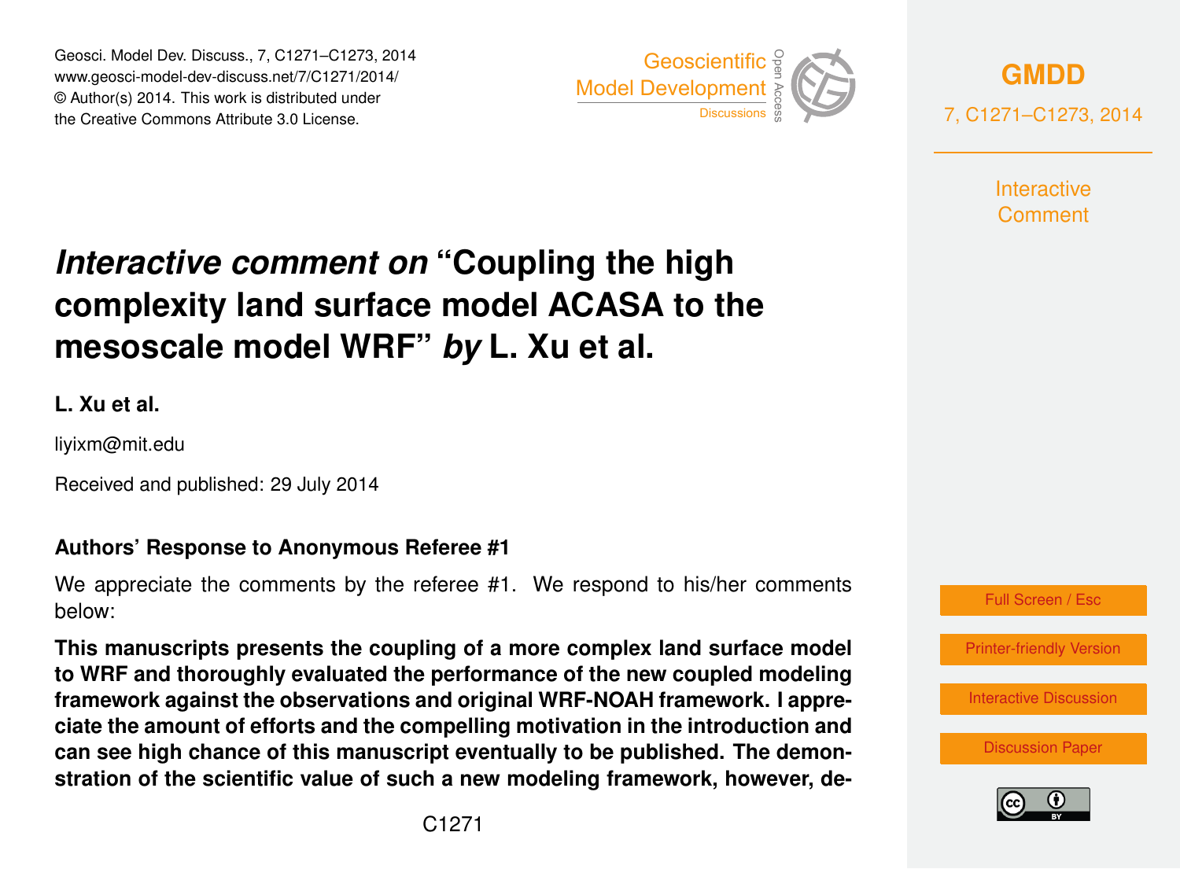# *Interactive comment on* "Coupling the high complexity land surface model ACASA to the mesoscale model WRF" *by* L. Xu et al.

**L. Xu et al.**

liyixm@mit.edu

Received and published: 29 July 2014

**Authors' Response to Anonymous Referee #1**

We appreciate the comments by the referee #1. We respond to his/her comments below:

**This manuscripts presents the coupling of a more complex land surface model to WRF and thoroughly evaluated the performance of the new coupled modeling framework against the observations and original WRF-NOAH framework. I appreciate the amount of efforts and the compelling motivation in the introduction and can see high chance of this manuscript eventually to be published. The demonstration of the scientific value of such a new modeling framework, however, de-**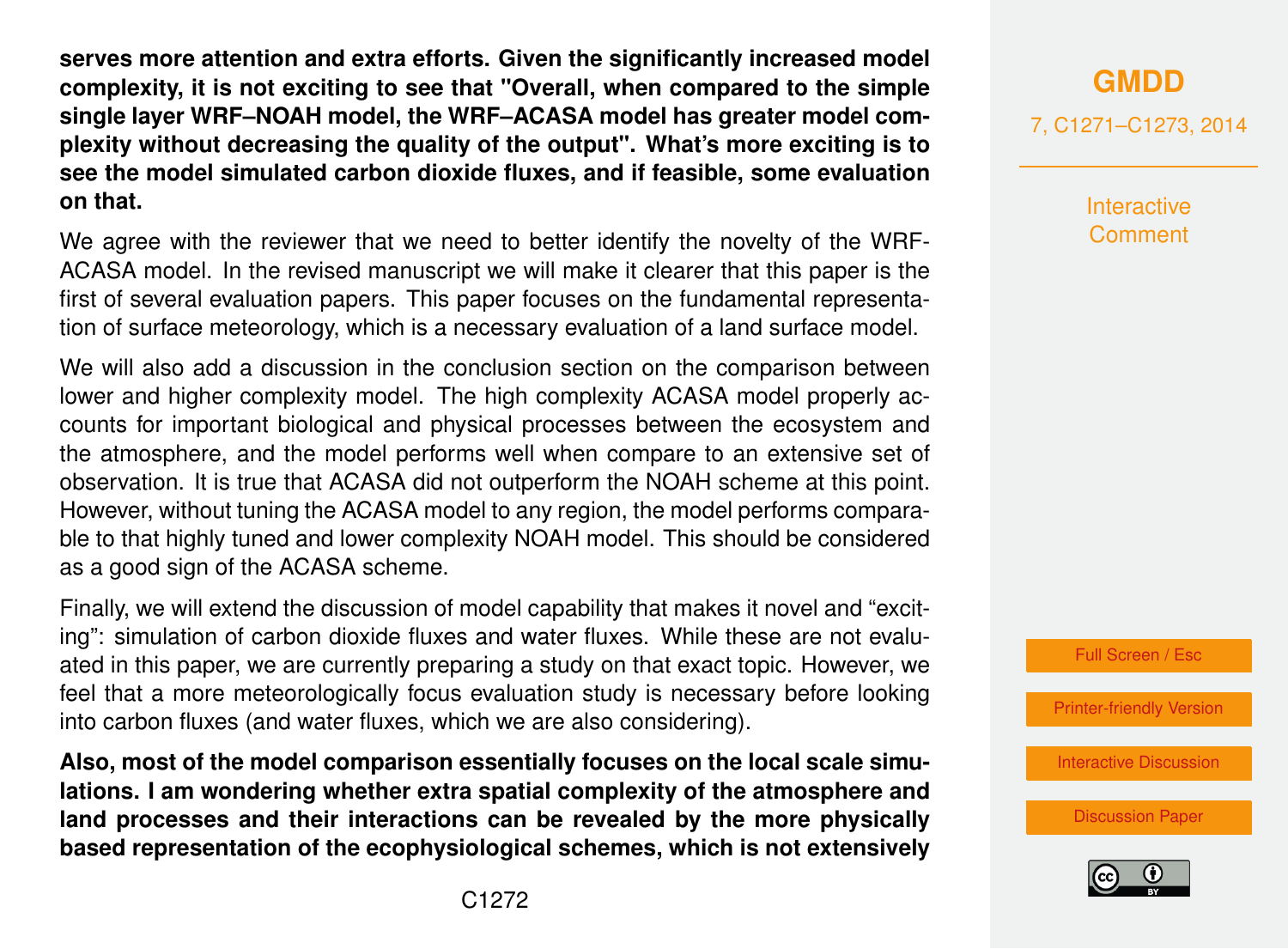**serves more attention and extra efforts. Given the significantly increased model complexity, it is not exciting to see that "Overall, when compared to the simple single layer WRF–NOAH model, the WRF–ACASA model has greater model complexity without decreasing the quality of the output". What's more exciting is to see the model simulated carbon dioxide fluxes, and if feasible, some evaluation on that.**

We agree with the reviewer that we need to better identify the novelty of the WRF-ACASA model. In the revised manuscript we will make it clearer that this paper is the first of several evaluation papers. This paper focuses on the fundamental representation of surface meteorology, which is a necessary evaluation of a land surface model.

We will also add a discussion in the conclusion section on the comparison between lower and higher complexity model. The high complexity ACASA model properly accounts for important biological and physical processes between the ecosystem and the atmosphere, and the model performs well when compare to an extensive set of observation. It is true that ACASA did not outperform the NOAH scheme at this point. However, without tuning the ACASA model to any region, the model performs comparable to that highly tuned and lower complexity NOAH model. This should be considered as a good sign of the ACASA scheme.

Finally, we will extend the discussion of model capability that makes it novel and "exciting": simulation of carbon dioxide fluxes and water fluxes. While these are not evaluated in this paper, we are currently preparing a study on that exact topic. However, we feel that a more meteorologically focus evaluation study is necessary before looking into carbon fluxes (and water fluxes, which we are also considering).

**Also, most of the model comparison essentially focuses on the local scale simulations. I am wondering whether extra spatial complexity of the atmosphere and land processes and their interactions can be revealed by the more physically based representation of the ecophysiological schemes, which is not extensively**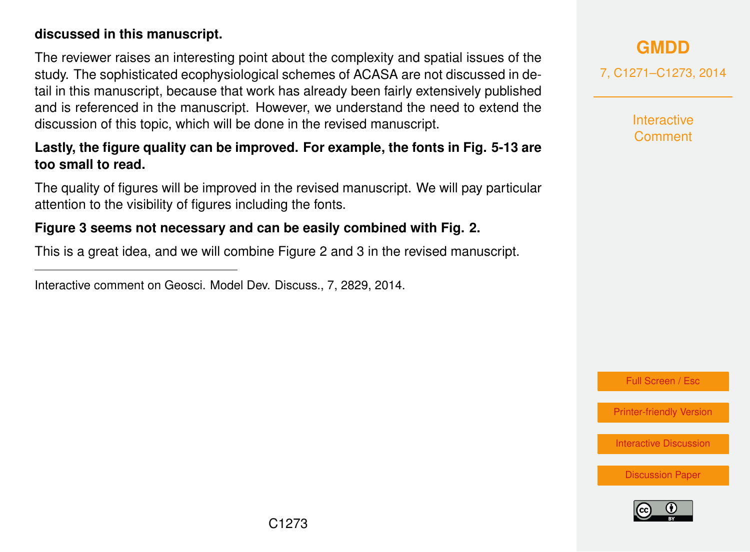**discussed in this manuscript.**

The reviewer raises an interesting point about the complexity and spatial issues of the study. The sophisticated ecophysiological schemes of ACASA are not discussed in detail in this manuscript, because that work has already been fairly extensively published and is referenced in the manuscript. However, we understand the need to extend the discussion of this topic, which will be done in the revised manuscript.

**Lastly, the figure quality can be improved. For example, the fonts in Fig. 5-13 are too small to read.**

The quality of figures will be improved in the revised manuscript. We will pay particular attention to the visibility of figures including the fonts.

**Figure 3 seems not necessary and can be easily combined with Fig. 2.**

This is a great idea, and we will combine Figure 2 and 3 in the revised manuscript.

---

Interactive comment on Geosci. Model Dev. Discuss., 7, 2829, 2014.